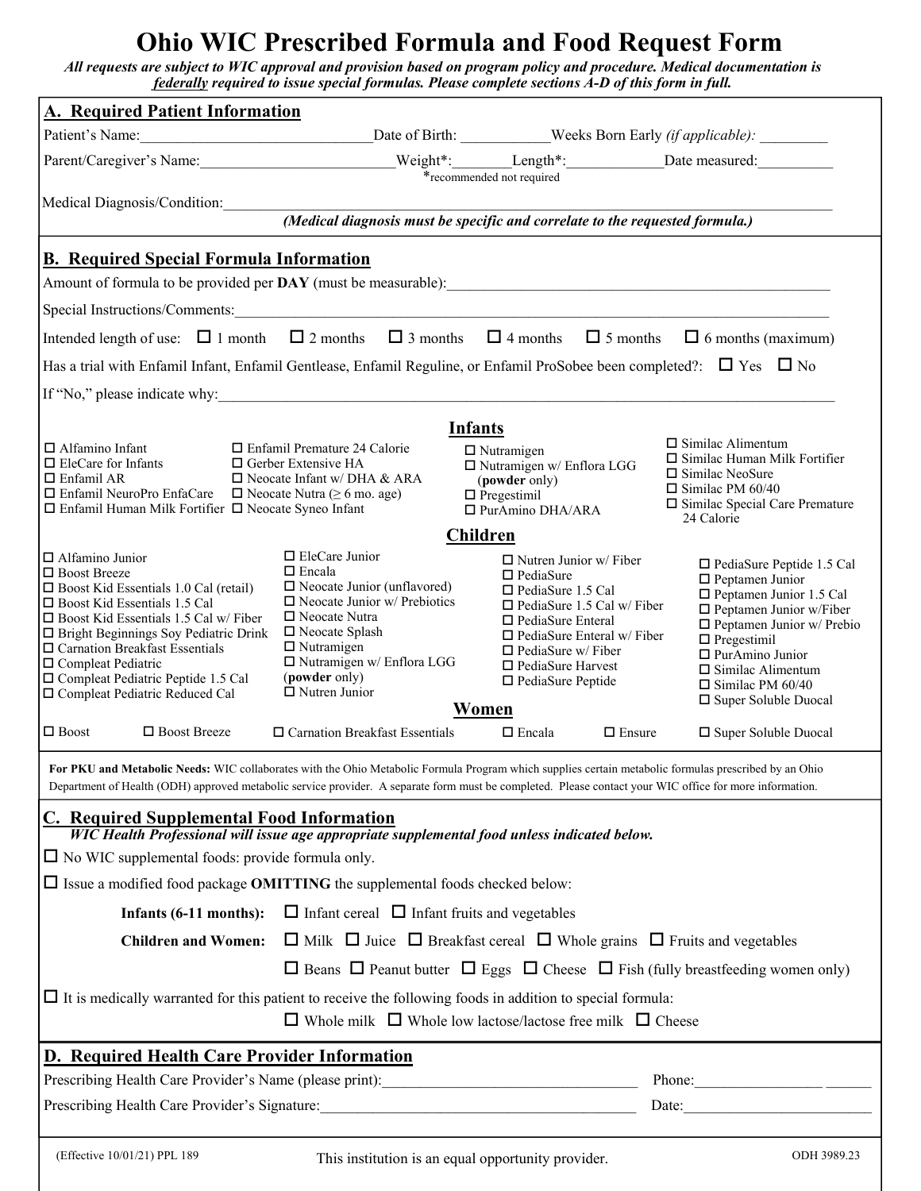# Ohio WIC Prescribed Formula and Food Request Form

***All requests are subject to WIC approval and provision based on program policy and procedure. Medical documentation is <u>federally</u> required to issue special formulas. Please complete sections A-D of this form in full.***

## A. Required Patient Information

Patient's Name:______________________________ Date of Birth: ___________ Weeks Born Early *(if applicable):* _________

Parent/Caregiver's Name:_________________________ Weight*:________ Length*:____________ Date measured:__________

*recommended not required

Medical Diagnosis/Condition:___________________________________________________________________________

***(Medical diagnosis must be specific and correlate to the requested formula.)***

## B. Required Special Formula Information

Amount of formula to be provided per **DAY** (must be measurable):_______________________________________________

Special Instructions/Comments:_________________________________________________________________________

Intended length of use: ☐ 1 month ☐ 2 months ☐ 3 months ☐ 4 months ☐ 5 months ☐ 6 months (maximum)

Has a trial with Enfamil Infant, Enfamil Gentlease, Enfamil Reguline, or Enfamil ProSobee been completed?: ☐ Yes ☐ No

If "No," please indicate why:___________________________________________________________________________

### Infants

- ☐ Alfamino Infant
- ☐ EleCare for Infants
- ☐ Enfamil AR
- ☐ Enfamil NeuroPro EnfaCare
- ☐ Enfamil Human Milk Fortifier
- ☐ Enfamil Premature 24 Calorie
- ☐ Gerber Extensive HA
- ☐ Neocate Infant w/ DHA & ARA
- ☐ Neocate Nutra (≥ 6 mo. age)
- ☐ Neocate Syneo Infant
- ☐ Nutramigen
- ☐ Nutramigen w/ Enflora LGG (**powder** only)
- ☐ Pregestimil
- ☐ PurAmino DHA/ARA
- ☐ Similac Alimentum
- ☐ Similac Human Milk Fortifier
- ☐ Similac NeoSure
- ☐ Similac PM 60/40
- ☐ Similac Special Care Premature 24 Calorie

### Children

- ☐ Alfamino Junior
- ☐ Boost Breeze
- ☐ Boost Kid Essentials 1.0 Cal (retail)
- ☐ Boost Kid Essentials 1.5 Cal
- ☐ Boost Kid Essentials 1.5 Cal w/ Fiber
- ☐ Bright Beginnings Soy Pediatric Drink
- ☐ Carnation Breakfast Essentials
- ☐ Compleat Pediatric
- ☐ Compleat Pediatric Peptide 1.5 Cal
- ☐ Compleat Pediatric Reduced Cal
- ☐ EleCare Junior
- ☐ Encala
- ☐ Neocate Junior (unflavored)
- ☐ Neocate Junior w/ Prebiotics
- ☐ Neocate Nutra
- ☐ Neocate Splash
- ☐ Nutramigen
- ☐ Nutramigen w/ Enflora LGG (**powder** only)
- ☐ Nutren Junior
- ☐ Nutren Junior w/ Fiber
- ☐ PediaSure
- ☐ PediaSure 1.5 Cal
- ☐ PediaSure 1.5 Cal w/ Fiber
- ☐ PediaSure Enteral
- ☐ PediaSure Enteral w/ Fiber
- ☐ PediaSure w/ Fiber
- ☐ PediaSure Harvest
- ☐ PediaSure Peptide
- ☐ PediaSure Peptide 1.5 Cal
- ☐ Peptamen Junior
- ☐ Peptamen Junior 1.5 Cal
- ☐ Peptamen Junior w/Fiber
- ☐ Peptamen Junior w/ Prebio
- ☐ Pregestimil
- ☐ PurAmino Junior
- ☐ Similac Alimentum
- ☐ Similac PM 60/40
- ☐ Super Soluble Duocal

### Women

☐ Boost ☐ Boost Breeze ☐ Carnation Breakfast Essentials ☐ Encala ☐ Ensure ☐ Super Soluble Duocal

**For PKU and Metabolic Needs:** WIC collaborates with the Ohio Metabolic Formula Program which supplies certain metabolic formulas prescribed by an Ohio Department of Health (ODH) approved metabolic service provider. A separate form must be completed. Please contact your WIC office for more information.

## C. Required Supplemental Food Information

***WIC Health Professional will issue age appropriate supplemental food unless indicated below.***

☐ No WIC supplemental foods: provide formula only.

☐ Issue a modified food package **OMITTING** the supplemental foods checked below:

**Infants (6-11 months):** ☐ Infant cereal ☐ Infant fruits and vegetables

**Children and Women:** ☐ Milk ☐ Juice ☐ Breakfast cereal ☐ Whole grains ☐ Fruits and vegetables

☐ Beans ☐ Peanut butter ☐ Eggs ☐ Cheese ☐ Fish (fully breastfeeding women only)

☐ It is medically warranted for this patient to receive the following foods in addition to special formula:

☐ Whole milk ☐ Whole low lactose/lactose free milk ☐ Cheese

## D. Required Health Care Provider Information

Prescribing Health Care Provider's Name (please print):_________________________________ Phone:________________ ______

Prescribing Health Care Provider's Signature:________________________________________ Date:________________________

(Effective 10/01/21) PPL 189 This institution is an equal opportunity provider. ODH 3989.23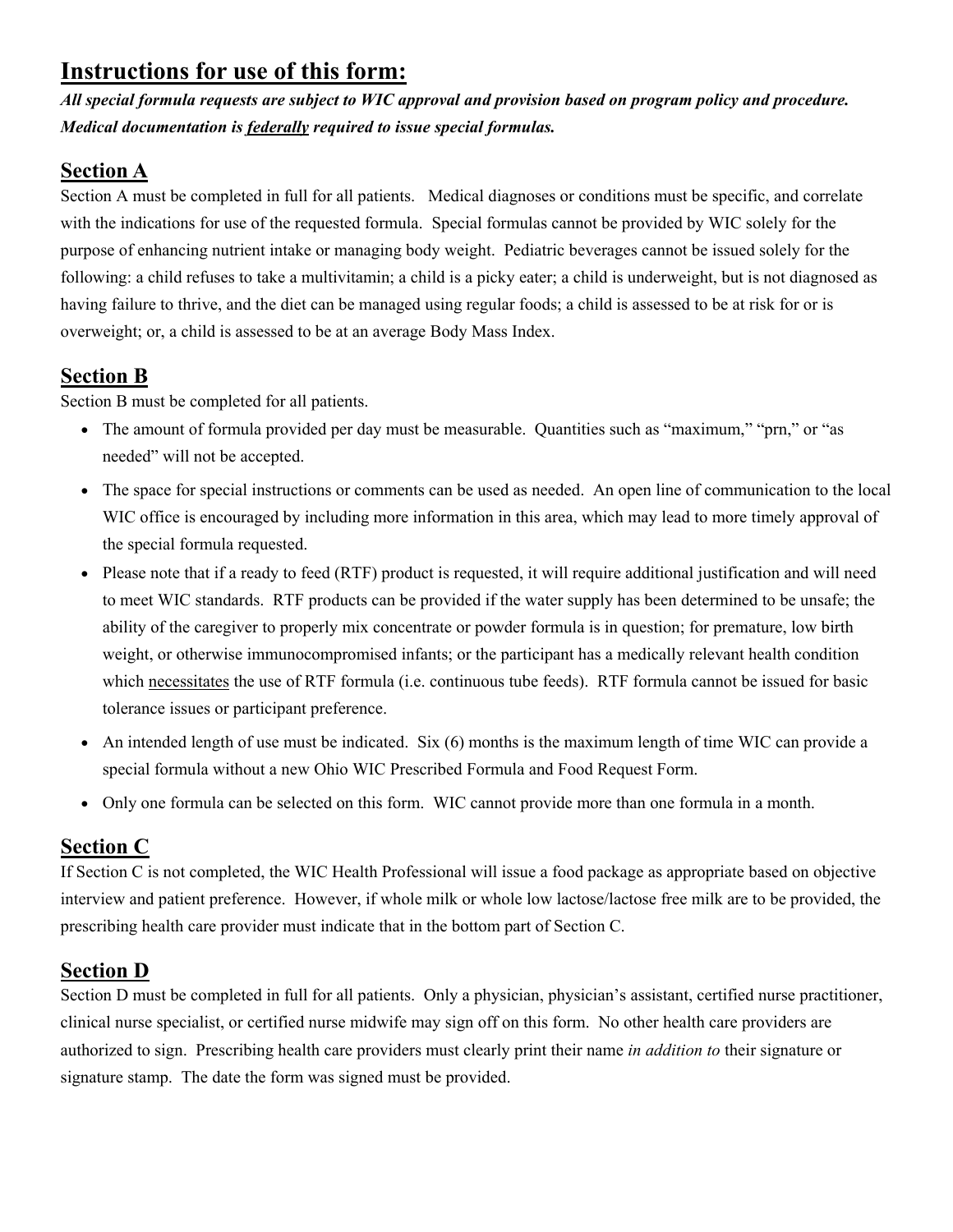# Instructions for use of this form:

***All special formula requests are subject to WIC approval and provision based on program policy and procedure. Medical documentation is <u>federally</u> required to issue special formulas.***

## Section A

Section A must be completed in full for all patients. Medical diagnoses or conditions must be specific, and correlate with the indications for use of the requested formula. Special formulas cannot be provided by WIC solely for the purpose of enhancing nutrient intake or managing body weight. Pediatric beverages cannot be issued solely for the following: a child refuses to take a multivitamin; a child is a picky eater; a child is underweight, but is not diagnosed as having failure to thrive, and the diet can be managed using regular foods; a child is assessed to be at risk for or is overweight; or, a child is assessed to be at an average Body Mass Index.

## Section B

Section B must be completed for all patients.

- The amount of formula provided per day must be measurable. Quantities such as "maximum," "prn," or "as needed" will not be accepted.
- The space for special instructions or comments can be used as needed. An open line of communication to the local WIC office is encouraged by including more information in this area, which may lead to more timely approval of the special formula requested.
- Please note that if a ready to feed (RTF) product is requested, it will require additional justification and will need to meet WIC standards. RTF products can be provided if the water supply has been determined to be unsafe; the ability of the caregiver to properly mix concentrate or powder formula is in question; for premature, low birth weight, or otherwise immunocompromised infants; or the participant has a medically relevant health condition which <u>necessitates</u> the use of RTF formula (i.e. continuous tube feeds). RTF formula cannot be issued for basic tolerance issues or participant preference.
- An intended length of use must be indicated. Six (6) months is the maximum length of time WIC can provide a special formula without a new Ohio WIC Prescribed Formula and Food Request Form.
- Only one formula can be selected on this form. WIC cannot provide more than one formula in a month.

## Section C

If Section C is not completed, the WIC Health Professional will issue a food package as appropriate based on objective interview and patient preference. However, if whole milk or whole low lactose/lactose free milk are to be provided, the prescribing health care provider must indicate that in the bottom part of Section C.

## Section D

Section D must be completed in full for all patients. Only a physician, physician's assistant, certified nurse practitioner, clinical nurse specialist, or certified nurse midwife may sign off on this form. No other health care providers are authorized to sign. Prescribing health care providers must clearly print their name *in addition to* their signature or signature stamp. The date the form was signed must be provided.